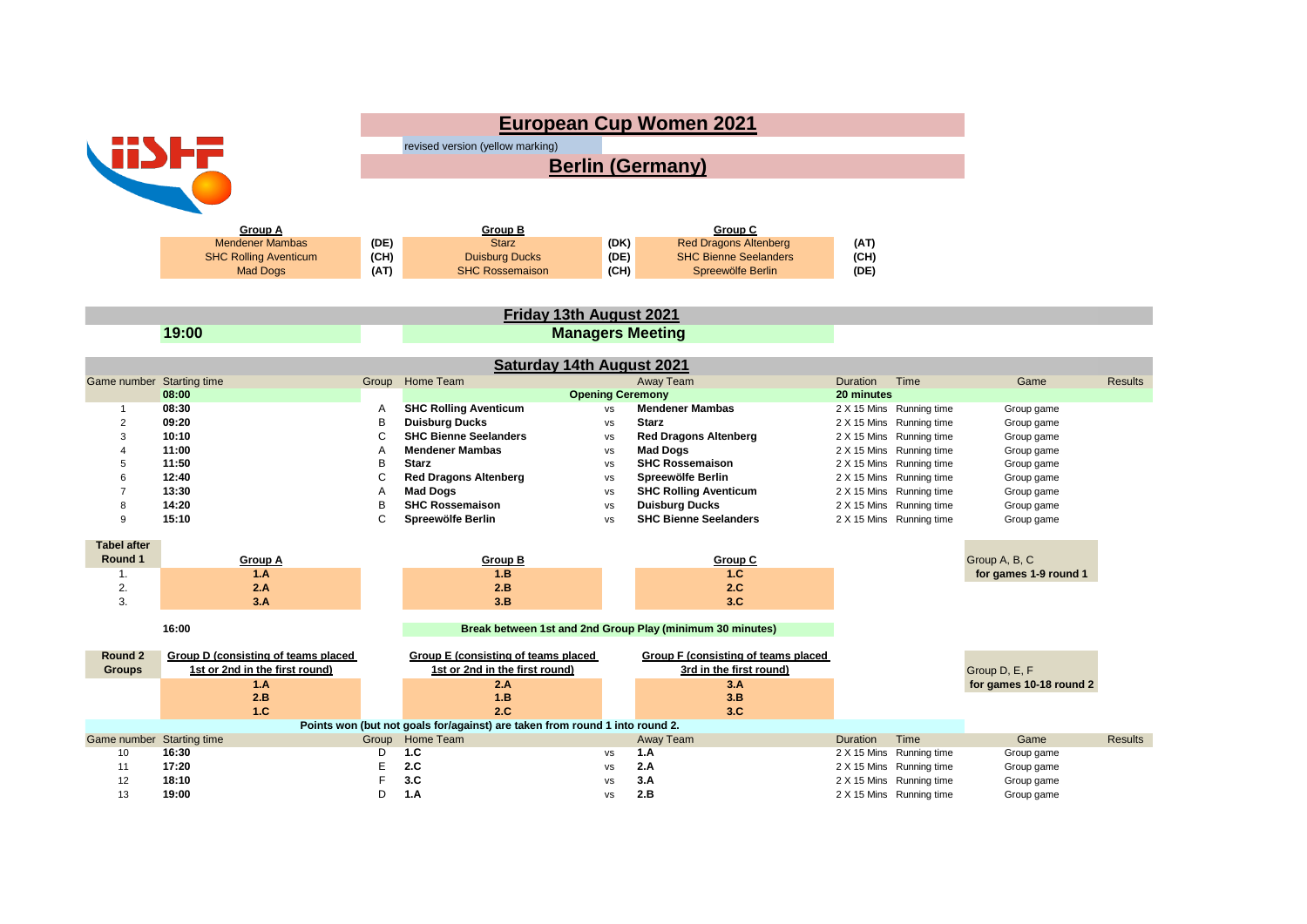# European Cup Women 2021

revised version (yellow marking)

## Berlin (Germany)

| Group A | | Group B | | Group C | |
|---|---|---|---|---|---|
| Mendener Mambas | (DE) | Starz | (DK) | Red Dragons Altenberg | (AT) |
| SHC Rolling Aventicum | (CH) | Duisburg Ducks | (DE) | SHC Bienne Seelanders | (CH) |
| Mad Dogs | (AT) | SHC Rossemaison | (CH) | Spreewölfe Berlin | (DE) |

## Friday 13th August 2021

**19:00** — **Managers Meeting**

## Saturday 14th August 2021

| Game number | Starting time | Group | Home Team | | Away Team | Duration | Time | Game | Results |
|---|---|---|---|---|---|---|---|---|---|
| | **08:00** | | **Opening Ceremony** | | | **20 minutes** | | | |
| 1 | **08:30** | A | **SHC Rolling Aventicum** | vs | **Mendener Mambas** | 2 X 15 Mins | Running time | Group game | |
| 2 | **09:20** | B | **Duisburg Ducks** | vs | **Starz** | 2 X 15 Mins | Running time | Group game | |
| 3 | **10:10** | C | **SHC Bienne Seelanders** | vs | **Red Dragons Altenberg** | 2 X 15 Mins | Running time | Group game | |
| 4 | **11:00** | A | **Mendener Mambas** | vs | **Mad Dogs** | 2 X 15 Mins | Running time | Group game | |
| 5 | **11:50** | B | **Starz** | vs | **SHC Rossemaison** | 2 X 15 Mins | Running time | Group game | |
| 6 | **12:40** | C | **Red Dragons Altenberg** | vs | **Spreewölfe Berlin** | 2 X 15 Mins | Running time | Group game | |
| 7 | **13:30** | A | **Mad Dogs** | vs | **SHC Rolling Aventicum** | 2 X 15 Mins | Running time | Group game | |
| 8 | **14:20** | B | **SHC Rossemaison** | vs | **Duisburg Ducks** | 2 X 15 Mins | Running time | Group game | |
| 9 | **15:10** | C | **Spreewölfe Berlin** | vs | **SHC Bienne Seelanders** | 2 X 15 Mins | Running time | Group game | |

| **Tabel after Round 1** | **Group A** | **Group B** | **Group C** |
|---|---|---|---|
| 1. | **1.A** | **1.B** | **1.C** |
| 2. | **2.A** | **2.B** | **2.C** |
| 3. | **3.A** | **3.B** | **3.C** |

Group A, B, C **for games 1-9 round 1**

**16:00** — **Break between 1st and 2nd Group Play (minimum 30 minutes)**

| **Round 2 Groups** | **Group D (consisting of teams placed 1st or 2nd in the first round)** | **Group E (consisting of teams placed 1st or 2nd in the first round)** | **Group F (consisting of teams placed 3rd in the first round)** |
|---|---|---|---|
| | **1.A** | **2.A** | **3.A** |
| | **2.B** | **1.B** | **3.B** |
| | **1.C** | **2.C** | **3.C** |

Group D, E, F **for games 10-18 round 2**

**Points won (but not goals for/against) are taken from round 1 into round 2.**

| Game number | Starting time | Group | Home Team | | Away Team | Duration | Time | Game | Results |
|---|---|---|---|---|---|---|---|---|---|
| 10 | **16:30** | D | **1.C** | vs | **1.A** | 2 X 15 Mins | Running time | Group game | |
| 11 | **17:20** | E | **2.C** | vs | **2.A** | 2 X 15 Mins | Running time | Group game | |
| 12 | **18:10** | F | **3.C** | vs | **3.A** | 2 X 15 Mins | Running time | Group game | |
| 13 | **19:00** | D | **1.A** | vs | **2.B** | 2 X 15 Mins | Running time | Group game | |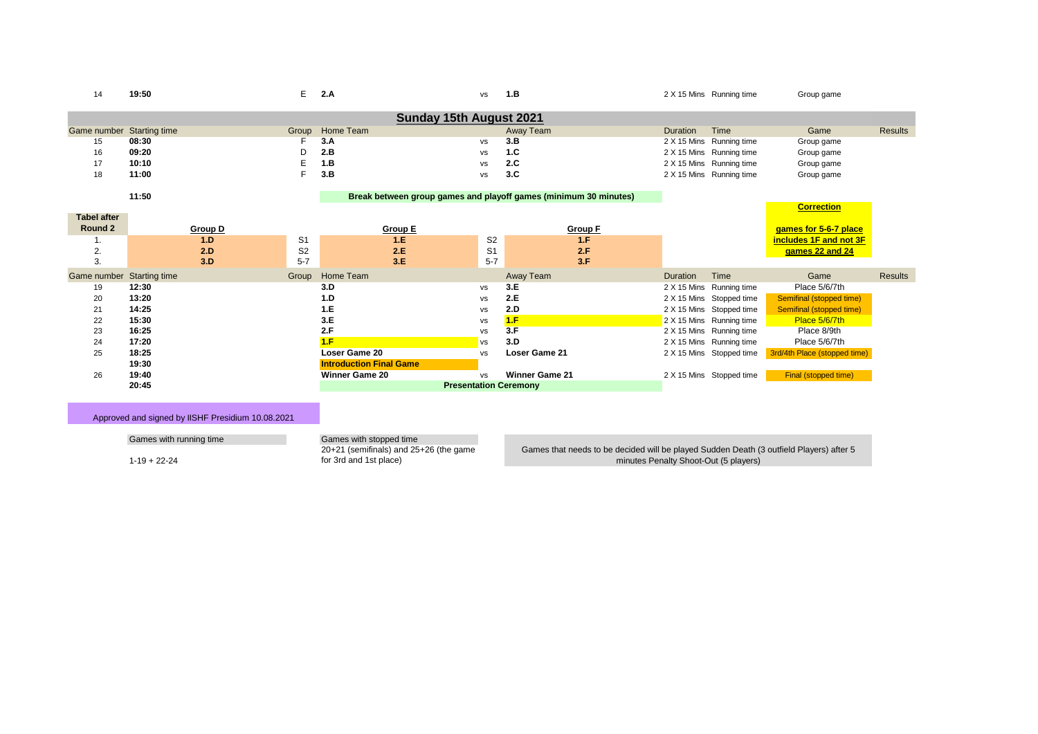| | | | | | | | | | | |
|---|---|---|---|---|---|---|---|---|---|---|
| 14 | **19:50** | E | **2.A** | vs | **1.B** | 2 X 15 Mins | Running time | Group game | |

## Sunday 15th August 2021

| Game number | Starting time | Group | Home Team | | Away Team | Duration | Time | Game | Results |
|---|---|---|---|---|---|---|---|---|---|
| 15 | **08:30** | F | **3.A** | vs | **3.B** | 2 X 15 Mins | Running time | Group game | |
| 16 | **09:20** | D | **2.B** | vs | **1.C** | 2 X 15 Mins | Running time | Group game | |
| 17 | **10:10** | E | **1.B** | vs | **2.C** | 2 X 15 Mins | Running time | Group game | |
| 18 | **11:00** | F | **3.B** | vs | **3.C** | 2 X 15 Mins | Running time | Group game | |

**11:50** **Break between group games and playoff games (minimum 30 minutes)**

**Correction**

**games for 5-6-7 place includes 1F and not 3F games 22 and 24**

| **Tabel after Round 2** | **Group D** | | **Group E** | | **Group F** |
|---|---|---|---|---|---|
| 1. | **1.D** | S1 | **1.E** | S2 | **1.F** |
| 2. | **2.D** | S2 | **2.E** | S1 | **2.F** |
| 3. | **3.D** | 5-7 | **3.E** | 5-7 | **3.F** |

| Game number | Starting time | Group | Home Team | | Away Team | Duration | Time | Game | Results |
|---|---|---|---|---|---|---|---|---|---|
| 19 | **12:30** | | **3.D** | vs | **3.E** | 2 X 15 Mins | Running time | Place 5/6/7th | |
| 20 | **13:20** | | **1.D** | vs | **2.E** | 2 X 15 Mins | Stopped time | Semifinal (stopped time) | |
| 21 | **14:25** | | **1.E** | vs | **2.D** | 2 X 15 Mins | Stopped time | Semifinal (stopped time) | |
| 22 | **15:30** | | **3.E** | vs | **1.F** | 2 X 15 Mins | Running time | Place 5/6/7th | |
| 23 | **16:25** | | **2.F** | vs | **3.F** | 2 X 15 Mins | Running time | Place 8/9th | |
| 24 | **17:20** | | **1.F** | vs | **3.D** | 2 X 15 Mins | Running time | Place 5/6/7th | |
| 25 | **18:25** | | **Loser Game 20** | vs | **Loser Game 21** | 2 X 15 Mins | Stopped time | 3rd/4th Place (stopped time) | |
| | **19:30** | | **Introduction Final Game** | | | | | | |
| 26 | **19:40** | | **Winner Game 20** | vs | **Winner Game 21** | 2 X 15 Mins | Stopped time | Final (stopped time) | |
| | **20:45** | | **Presentation Ceremony** | | | | | | |

Approved and signed by IISHF Presidium 10.08.2021

Games with running time

1-19 + 22-24

Games with stopped time

20+21 (semifinals) and 25+26 (the game for 3rd and 1st place)

Games that needs to be decided will be played Sudden Death (3 outfield Players) after 5 minutes Penalty Shoot-Out (5 players)